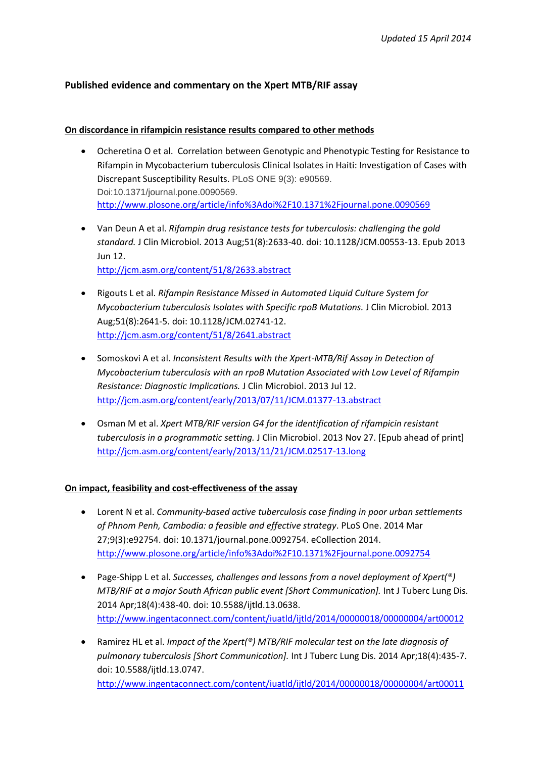*Updated 15 April 2014*

**Published evidence and commentary on the Xpert MTB/RIF assay**

**On discordance in rifampicin resistance results compared to other methods**

- Ocheretina O et al. Correlation between Genotypic and Phenotypic Testing for Resistance to Rifampin in Mycobacterium tuberculosis Clinical Isolates in Haiti: Investigation of Cases with Discrepant Susceptibility Results. PLoS ONE 9(3): e90569. Doi:10.1371/journal.pone.0090569. http://www.plosone.org/article/info%3Adoi%2F10.1371%2Fjournal.pone.0090569

- Van Deun A et al. *Rifampin drug resistance tests for tuberculosis: challenging the gold standard.* J Clin Microbiol. 2013 Aug;51(8):2633-40. doi: 10.1128/JCM.00553-13. Epub 2013 Jun 12. http://jcm.asm.org/content/51/8/2633.abstract

- Rigouts L et al. *Rifampin Resistance Missed in Automated Liquid Culture System for Mycobacterium tuberculosis Isolates with Specific rpoB Mutations.* J Clin Microbiol. 2013 Aug;51(8):2641-5. doi: 10.1128/JCM.02741-12. http://jcm.asm.org/content/51/8/2641.abstract

- Somoskovi A et al. *Inconsistent Results with the Xpert-MTB/Rif Assay in Detection of Mycobacterium tuberculosis with an rpoB Mutation Associated with Low Level of Rifampin Resistance: Diagnostic Implications.* J Clin Microbiol. 2013 Jul 12. http://jcm.asm.org/content/early/2013/07/11/JCM.01377-13.abstract

- Osman M et al. *Xpert MTB/RIF version G4 for the identification of rifampicin resistant tuberculosis in a programmatic setting.* J Clin Microbiol. 2013 Nov 27. [Epub ahead of print] http://jcm.asm.org/content/early/2013/11/21/JCM.02517-13.long

**On impact, feasibility and cost-effectiveness of the assay**

- Lorent N et al. *Community-based active tuberculosis case finding in poor urban settlements of Phnom Penh, Cambodia: a feasible and effective strategy*. PLoS One. 2014 Mar 27;9(3):e92754. doi: 10.1371/journal.pone.0092754. eCollection 2014. http://www.plosone.org/article/info%3Adoi%2F10.1371%2Fjournal.pone.0092754

- Page-Shipp L et al. *Successes, challenges and lessons from a novel deployment of Xpert(®) MTB/RIF at a major South African public event [Short Communication].* Int J Tuberc Lung Dis. 2014 Apr;18(4):438-40. doi: 10.5588/ijtld.13.0638. http://www.ingentaconnect.com/content/iuatld/ijtld/2014/00000018/00000004/art00012

- Ramirez HL et al. *Impact of the Xpert(®) MTB/RIF molecular test on the late diagnosis of pulmonary tuberculosis [Short Communication].* Int J Tuberc Lung Dis. 2014 Apr;18(4):435-7. doi: 10.5588/ijtld.13.0747. http://www.ingentaconnect.com/content/iuatld/ijtld/2014/00000018/00000004/art00011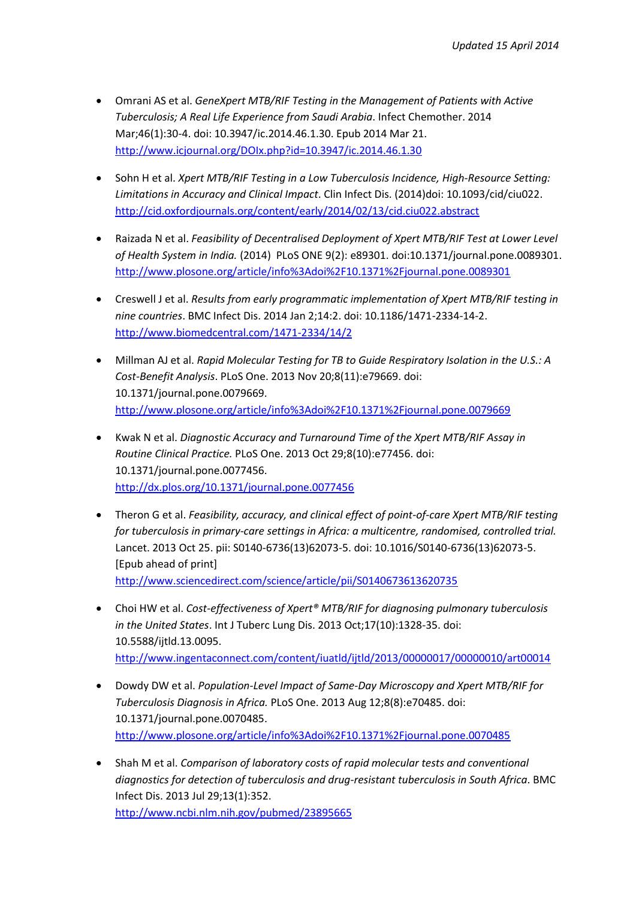- Omrani AS et al. *GeneXpert MTB/RIF Testing in the Management of Patients with Active Tuberculosis; A Real Life Experience from Saudi Arabia*. Infect Chemother. 2014 Mar;46(1):30-4. doi: 10.3947/ic.2014.46.1.30. Epub 2014 Mar 21. http://www.icjournal.org/DOIx.php?id=10.3947/ic.2014.46.1.30

- Sohn H et al. *Xpert MTB/RIF Testing in a Low Tuberculosis Incidence, High-Resource Setting: Limitations in Accuracy and Clinical Impact*. Clin Infect Dis. (2014)doi: 10.1093/cid/ciu022. http://cid.oxfordjournals.org/content/early/2014/02/13/cid.ciu022.abstract

- Raizada N et al. *Feasibility of Decentralised Deployment of Xpert MTB/RIF Test at Lower Level of Health System in India.* (2014) PLoS ONE 9(2): e89301. doi:10.1371/journal.pone.0089301. http://www.plosone.org/article/info%3Adoi%2F10.1371%2Fjournal.pone.0089301

- Creswell J et al. *Results from early programmatic implementation of Xpert MTB/RIF testing in nine countries*. BMC Infect Dis. 2014 Jan 2;14:2. doi: 10.1186/1471-2334-14-2. http://www.biomedcentral.com/1471-2334/14/2

- Millman AJ et al. *Rapid Molecular Testing for TB to Guide Respiratory Isolation in the U.S.: A Cost-Benefit Analysis*. PLoS One. 2013 Nov 20;8(11):e79669. doi: 10.1371/journal.pone.0079669. http://www.plosone.org/article/info%3Adoi%2F10.1371%2Fjournal.pone.0079669

- Kwak N et al. *Diagnostic Accuracy and Turnaround Time of the Xpert MTB/RIF Assay in Routine Clinical Practice.* PLoS One. 2013 Oct 29;8(10):e77456. doi: 10.1371/journal.pone.0077456. http://dx.plos.org/10.1371/journal.pone.0077456

- Theron G et al. *Feasibility, accuracy, and clinical effect of point-of-care Xpert MTB/RIF testing for tuberculosis in primary-care settings in Africa: a multicentre, randomised, controlled trial.* Lancet. 2013 Oct 25. pii: S0140-6736(13)62073-5. doi: 10.1016/S0140-6736(13)62073-5. [Epub ahead of print] http://www.sciencedirect.com/science/article/pii/S0140673613620735

- Choi HW et al. *Cost-effectiveness of Xpert® MTB/RIF for diagnosing pulmonary tuberculosis in the United States*. Int J Tuberc Lung Dis. 2013 Oct;17(10):1328-35. doi: 10.5588/ijtld.13.0095. http://www.ingentaconnect.com/content/iuatld/ijtld/2013/00000017/00000010/art00014

- Dowdy DW et al. *Population-Level Impact of Same-Day Microscopy and Xpert MTB/RIF for Tuberculosis Diagnosis in Africa.* PLoS One. 2013 Aug 12;8(8):e70485. doi: 10.1371/journal.pone.0070485. http://www.plosone.org/article/info%3Adoi%2F10.1371%2Fjournal.pone.0070485

- Shah M et al. *Comparison of laboratory costs of rapid molecular tests and conventional diagnostics for detection of tuberculosis and drug-resistant tuberculosis in South Africa*. BMC Infect Dis. 2013 Jul 29;13(1):352. http://www.ncbi.nlm.nih.gov/pubmed/23895665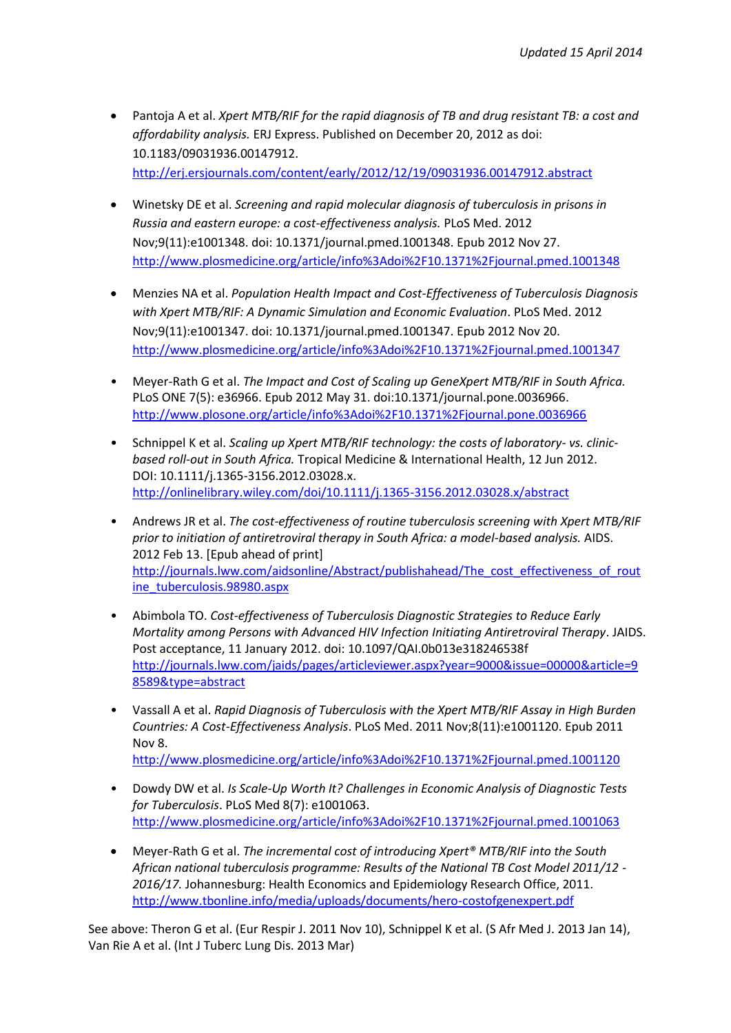- Pantoja A et al. *Xpert MTB/RIF for the rapid diagnosis of TB and drug resistant TB: a cost and affordability analysis.* ERJ Express. Published on December 20, 2012 as doi: 10.1183/09031936.00147912. http://erj.ersjournals.com/content/early/2012/12/19/09031936.00147912.abstract

- Winetsky DE et al. *Screening and rapid molecular diagnosis of tuberculosis in prisons in Russia and eastern europe: a cost-effectiveness analysis.* PLoS Med. 2012 Nov;9(11):e1001348. doi: 10.1371/journal.pmed.1001348. Epub 2012 Nov 27. http://www.plosmedicine.org/article/info%3Adoi%2F10.1371%2Fjournal.pmed.1001348

- Menzies NA et al. *Population Health Impact and Cost-Effectiveness of Tuberculosis Diagnosis with Xpert MTB/RIF: A Dynamic Simulation and Economic Evaluation*. PLoS Med. 2012 Nov;9(11):e1001347. doi: 10.1371/journal.pmed.1001347. Epub 2012 Nov 20. http://www.plosmedicine.org/article/info%3Adoi%2F10.1371%2Fjournal.pmed.1001347

- Meyer-Rath G et al. *The Impact and Cost of Scaling up GeneXpert MTB/RIF in South Africa.* PLoS ONE 7(5): e36966. Epub 2012 May 31. doi:10.1371/journal.pone.0036966. http://www.plosone.org/article/info%3Adoi%2F10.1371%2Fjournal.pone.0036966

- Schnippel K et al. *Scaling up Xpert MTB/RIF technology: the costs of laboratory- vs. clinic-based roll-out in South Africa.* Tropical Medicine & International Health, 12 Jun 2012. DOI: 10.1111/j.1365-3156.2012.03028.x. http://onlinelibrary.wiley.com/doi/10.1111/j.1365-3156.2012.03028.x/abstract

- Andrews JR et al. *The cost-effectiveness of routine tuberculosis screening with Xpert MTB/RIF prior to initiation of antiretroviral therapy in South Africa: a model-based analysis.* AIDS. 2012 Feb 13. [Epub ahead of print] http://journals.lww.com/aidsonline/Abstract/publishahead/The_cost_effectiveness_of_routine_tuberculosis.98980.aspx

- Abimbola TO. *Cost-effectiveness of Tuberculosis Diagnostic Strategies to Reduce Early Mortality among Persons with Advanced HIV Infection Initiating Antiretroviral Therapy*. JAIDS. Post acceptance, 11 January 2012. doi: 10.1097/QAI.0b013e318246538f http://journals.lww.com/jaids/pages/articleviewer.aspx?year=9000&issue=00000&article=98589&type=abstract

- Vassall A et al. *Rapid Diagnosis of Tuberculosis with the Xpert MTB/RIF Assay in High Burden Countries: A Cost-Effectiveness Analysis*. PLoS Med. 2011 Nov;8(11):e1001120. Epub 2011 Nov 8. http://www.plosmedicine.org/article/info%3Adoi%2F10.1371%2Fjournal.pmed.1001120

- Dowdy DW et al. *Is Scale-Up Worth It? Challenges in Economic Analysis of Diagnostic Tests for Tuberculosis*. PLoS Med 8(7): e1001063. http://www.plosmedicine.org/article/info%3Adoi%2F10.1371%2Fjournal.pmed.1001063

- Meyer-Rath G et al. *The incremental cost of introducing Xpert® MTB/RIF into the South African national tuberculosis programme: Results of the National TB Cost Model 2011/12 - 2016/17.* Johannesburg: Health Economics and Epidemiology Research Office, 2011. http://www.tbonline.info/media/uploads/documents/hero-costofgenexpert.pdf

See above: Theron G et al. (Eur Respir J. 2011 Nov 10), Schnippel K et al. (S Afr Med J. 2013 Jan 14), Van Rie A et al. (Int J Tuberc Lung Dis. 2013 Mar)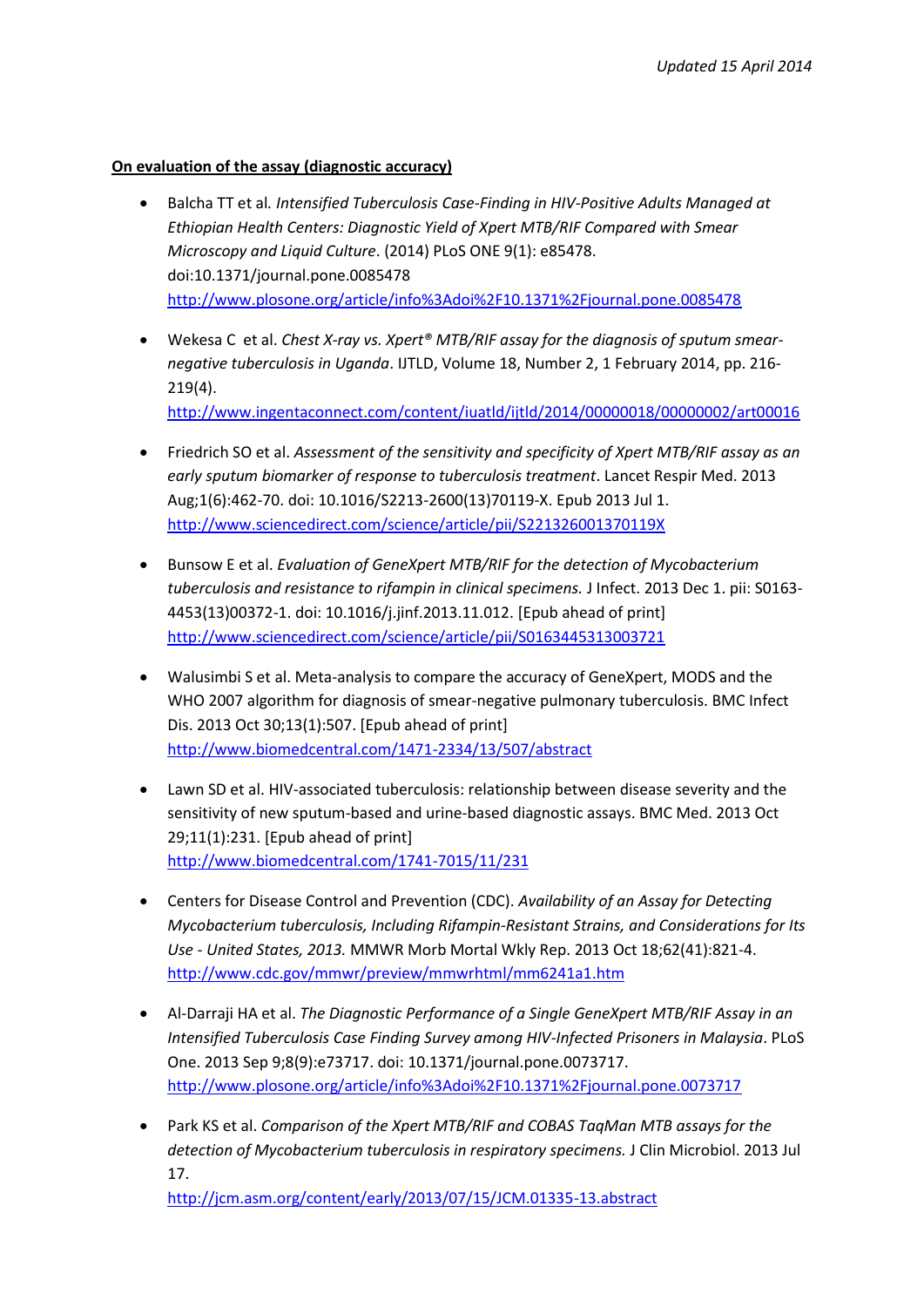**On evaluation of the assay (diagnostic accuracy)**

- Balcha TT et al. *Intensified Tuberculosis Case-Finding in HIV-Positive Adults Managed at Ethiopian Health Centers: Diagnostic Yield of Xpert MTB/RIF Compared with Smear Microscopy and Liquid Culture*. (2014) PLoS ONE 9(1): e85478. doi:10.1371/journal.pone.0085478
  http://www.plosone.org/article/info%3Adoi%2F10.1371%2Fjournal.pone.0085478

- Wekesa C et al. *Chest X-ray vs. Xpert® MTB/RIF assay for the diagnosis of sputum smear-negative tuberculosis in Uganda*. IJTLD, Volume 18, Number 2, 1 February 2014, pp. 216-219(4).
  http://www.ingentaconnect.com/content/iuatld/ijtld/2014/00000018/00000002/art00016

- Friedrich SO et al. *Assessment of the sensitivity and specificity of Xpert MTB/RIF assay as an early sputum biomarker of response to tuberculosis treatment*. Lancet Respir Med. 2013 Aug;1(6):462-70. doi: 10.1016/S2213-2600(13)70119-X. Epub 2013 Jul 1.
  http://www.sciencedirect.com/science/article/pii/S221326001370119X

- Bunsow E et al. *Evaluation of GeneXpert MTB/RIF for the detection of Mycobacterium tuberculosis and resistance to rifampin in clinical specimens.* J Infect. 2013 Dec 1. pii: S0163-4453(13)00372-1. doi: 10.1016/j.jinf.2013.11.012. [Epub ahead of print]
  http://www.sciencedirect.com/science/article/pii/S0163445313003721

- Walusimbi S et al. Meta-analysis to compare the accuracy of GeneXpert, MODS and the WHO 2007 algorithm for diagnosis of smear-negative pulmonary tuberculosis. BMC Infect Dis. 2013 Oct 30;13(1):507. [Epub ahead of print]
  http://www.biomedcentral.com/1471-2334/13/507/abstract

- Lawn SD et al. HIV-associated tuberculosis: relationship between disease severity and the sensitivity of new sputum-based and urine-based diagnostic assays. BMC Med. 2013 Oct 29;11(1):231. [Epub ahead of print]
  http://www.biomedcentral.com/1741-7015/11/231

- Centers for Disease Control and Prevention (CDC). *Availability of an Assay for Detecting Mycobacterium tuberculosis, Including Rifampin-Resistant Strains, and Considerations for Its Use - United States, 2013.* MMWR Morb Mortal Wkly Rep. 2013 Oct 18;62(41):821-4.
  http://www.cdc.gov/mmwr/preview/mmwrhtml/mm6241a1.htm

- Al-Darraji HA et al. *The Diagnostic Performance of a Single GeneXpert MTB/RIF Assay in an Intensified Tuberculosis Case Finding Survey among HIV-Infected Prisoners in Malaysia*. PLoS One. 2013 Sep 9;8(9):e73717. doi: 10.1371/journal.pone.0073717.
  http://www.plosone.org/article/info%3Adoi%2F10.1371%2Fjournal.pone.0073717

- Park KS et al. *Comparison of the Xpert MTB/RIF and COBAS TaqMan MTB assays for the detection of Mycobacterium tuberculosis in respiratory specimens.* J Clin Microbiol. 2013 Jul 17.
  http://jcm.asm.org/content/early/2013/07/15/JCM.01335-13.abstract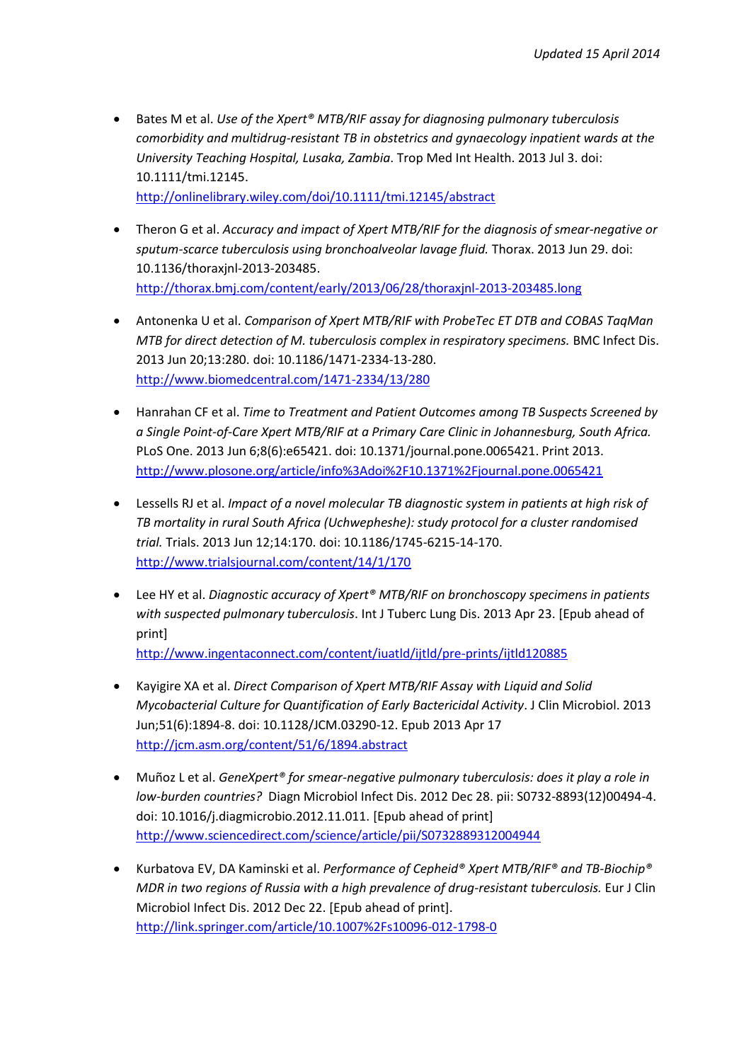- Bates M et al. *Use of the Xpert® MTB/RIF assay for diagnosing pulmonary tuberculosis comorbidity and multidrug-resistant TB in obstetrics and gynaecology inpatient wards at the University Teaching Hospital, Lusaka, Zambia*. Trop Med Int Health. 2013 Jul 3. doi: 10.1111/tmi.12145.
  http://onlinelibrary.wiley.com/doi/10.1111/tmi.12145/abstract

- Theron G et al. *Accuracy and impact of Xpert MTB/RIF for the diagnosis of smear-negative or sputum-scarce tuberculosis using bronchoalveolar lavage fluid.* Thorax. 2013 Jun 29. doi: 10.1136/thoraxjnl-2013-203485.
  http://thorax.bmj.com/content/early/2013/06/28/thoraxjnl-2013-203485.long

- Antonenka U et al. *Comparison of Xpert MTB/RIF with ProbeTec ET DTB and COBAS TaqMan MTB for direct detection of M. tuberculosis complex in respiratory specimens.* BMC Infect Dis. 2013 Jun 20;13:280. doi: 10.1186/1471-2334-13-280.
  http://www.biomedcentral.com/1471-2334/13/280

- Hanrahan CF et al. *Time to Treatment and Patient Outcomes among TB Suspects Screened by a Single Point-of-Care Xpert MTB/RIF at a Primary Care Clinic in Johannesburg, South Africa.* PLoS One. 2013 Jun 6;8(6):e65421. doi: 10.1371/journal.pone.0065421. Print 2013.
  http://www.plosone.org/article/info%3Adoi%2F10.1371%2Fjournal.pone.0065421

- Lessells RJ et al. *Impact of a novel molecular TB diagnostic system in patients at high risk of TB mortality in rural South Africa (Uchwepheshe): study protocol for a cluster randomised trial.* Trials. 2013 Jun 12;14:170. doi: 10.1186/1745-6215-14-170.
  http://www.trialsjournal.com/content/14/1/170

- Lee HY et al. *Diagnostic accuracy of Xpert® MTB/RIF on bronchoscopy specimens in patients with suspected pulmonary tuberculosis*. Int J Tuberc Lung Dis. 2013 Apr 23. [Epub ahead of print]
  http://www.ingentaconnect.com/content/iuatld/ijtld/pre-prints/ijtld120885

- Kayigire XA et al. *Direct Comparison of Xpert MTB/RIF Assay with Liquid and Solid Mycobacterial Culture for Quantification of Early Bactericidal Activity*. J Clin Microbiol. 2013 Jun;51(6):1894-8. doi: 10.1128/JCM.03290-12. Epub 2013 Apr 17
  http://jcm.asm.org/content/51/6/1894.abstract

- Muñoz L et al. *GeneXpert® for smear-negative pulmonary tuberculosis: does it play a role in low-burden countries?* Diagn Microbiol Infect Dis. 2012 Dec 28. pii: S0732-8893(12)00494-4. doi: 10.1016/j.diagmicrobio.2012.11.011. [Epub ahead of print]
  http://www.sciencedirect.com/science/article/pii/S0732889312004944

- Kurbatova EV, DA Kaminski et al. *Performance of Cepheid® Xpert MTB/RIF® and TB-Biochip® MDR in two regions of Russia with a high prevalence of drug-resistant tuberculosis.* Eur J Clin Microbiol Infect Dis. 2012 Dec 22. [Epub ahead of print].
  http://link.springer.com/article/10.1007%2Fs10096-012-1798-0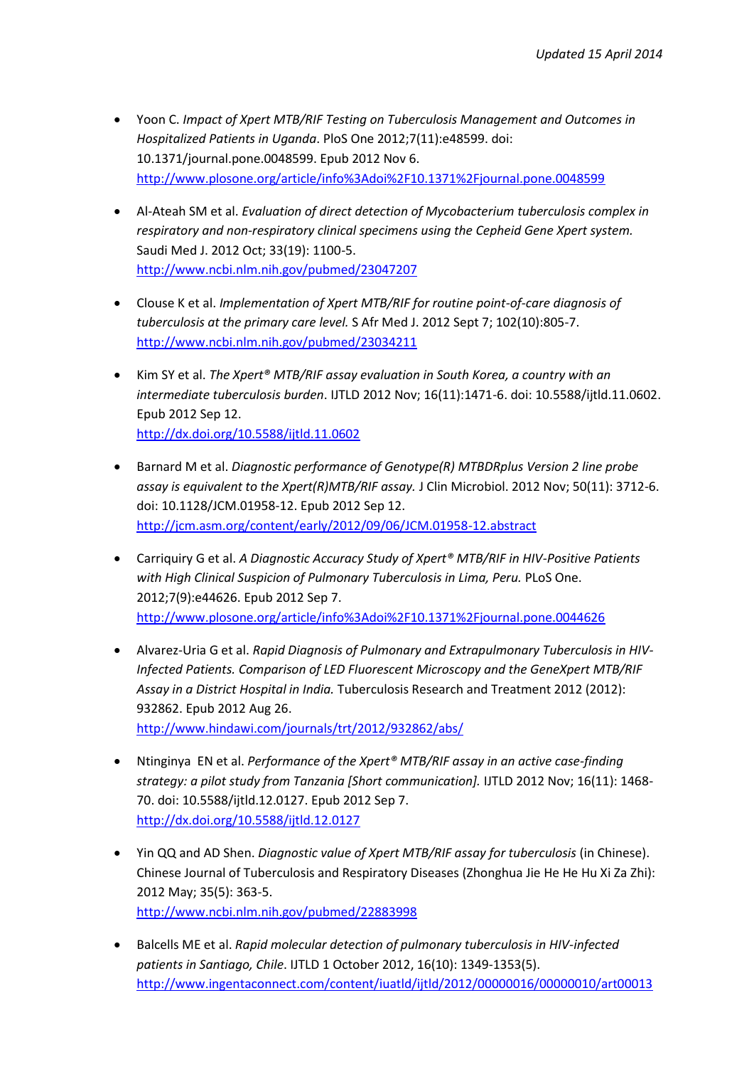- Yoon C. *Impact of Xpert MTB/RIF Testing on Tuberculosis Management and Outcomes in Hospitalized Patients in Uganda*. PloS One 2012;7(11):e48599. doi: 10.1371/journal.pone.0048599. Epub 2012 Nov 6. http://www.plosone.org/article/info%3Adoi%2F10.1371%2Fjournal.pone.0048599

- Al-Ateah SM et al. *Evaluation of direct detection of Mycobacterium tuberculosis complex in respiratory and non-respiratory clinical specimens using the Cepheid Gene Xpert system.* Saudi Med J. 2012 Oct; 33(19): 1100-5. http://www.ncbi.nlm.nih.gov/pubmed/23047207

- Clouse K et al. *Implementation of Xpert MTB/RIF for routine point-of-care diagnosis of tuberculosis at the primary care level.* S Afr Med J. 2012 Sept 7; 102(10):805-7. http://www.ncbi.nlm.nih.gov/pubmed/23034211

- Kim SY et al. *The Xpert® MTB/RIF assay evaluation in South Korea, a country with an intermediate tuberculosis burden*. IJTLD 2012 Nov; 16(11):1471-6. doi: 10.5588/ijtld.11.0602. Epub 2012 Sep 12. http://dx.doi.org/10.5588/ijtld.11.0602

- Barnard M et al. *Diagnostic performance of Genotype(R) MTBDRplus Version 2 line probe assay is equivalent to the Xpert(R)MTB/RIF assay.* J Clin Microbiol. 2012 Nov; 50(11): 3712-6. doi: 10.1128/JCM.01958-12. Epub 2012 Sep 12. http://jcm.asm.org/content/early/2012/09/06/JCM.01958-12.abstract

- Carriquiry G et al. *A Diagnostic Accuracy Study of Xpert® MTB/RIF in HIV-Positive Patients with High Clinical Suspicion of Pulmonary Tuberculosis in Lima, Peru.* PLoS One. 2012;7(9):e44626. Epub 2012 Sep 7. http://www.plosone.org/article/info%3Adoi%2F10.1371%2Fjournal.pone.0044626

- Alvarez-Uria G et al. *Rapid Diagnosis of Pulmonary and Extrapulmonary Tuberculosis in HIV-Infected Patients. Comparison of LED Fluorescent Microscopy and the GeneXpert MTB/RIF Assay in a District Hospital in India.* Tuberculosis Research and Treatment 2012 (2012): 932862. Epub 2012 Aug 26. http://www.hindawi.com/journals/trt/2012/932862/abs/

- Ntinginya EN et al. *Performance of the Xpert® MTB/RIF assay in an active case-finding strategy: a pilot study from Tanzania [Short communication].* IJTLD 2012 Nov; 16(11): 1468-70. doi: 10.5588/ijtld.12.0127. Epub 2012 Sep 7. http://dx.doi.org/10.5588/ijtld.12.0127

- Yin QQ and AD Shen. *Diagnostic value of Xpert MTB/RIF assay for tuberculosis* (in Chinese). Chinese Journal of Tuberculosis and Respiratory Diseases (Zhonghua Jie He He Hu Xi Za Zhi): 2012 May; 35(5): 363-5. http://www.ncbi.nlm.nih.gov/pubmed/22883998

- Balcells ME et al. *Rapid molecular detection of pulmonary tuberculosis in HIV-infected patients in Santiago, Chile*. IJTLD 1 October 2012, 16(10): 1349-1353(5). http://www.ingentaconnect.com/content/iuatld/ijtld/2012/00000016/00000010/art00013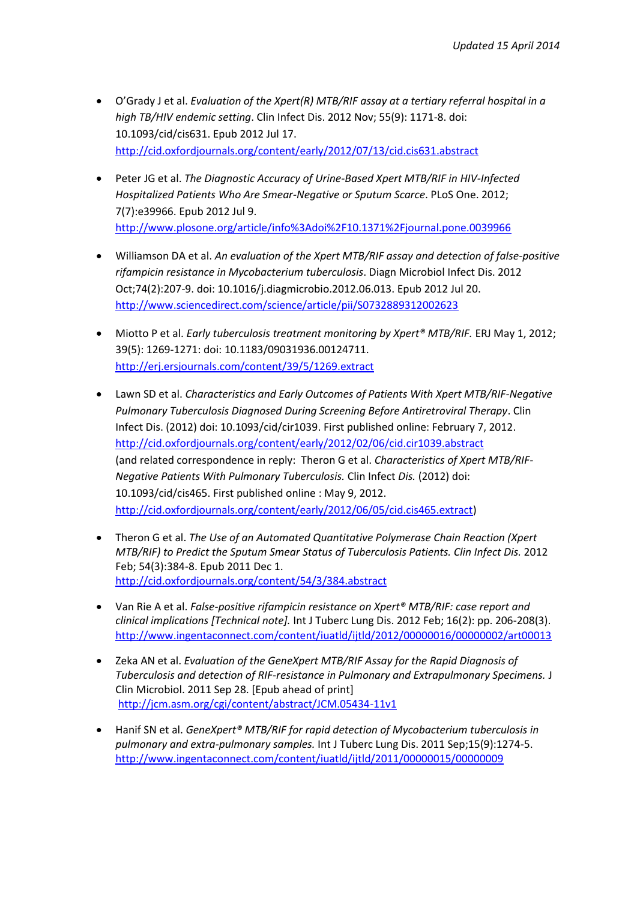- O'Grady J et al. *Evaluation of the Xpert(R) MTB/RIF assay at a tertiary referral hospital in a high TB/HIV endemic setting*. Clin Infect Dis. 2012 Nov; 55(9): 1171-8. doi: 10.1093/cid/cis631. Epub 2012 Jul 17. http://cid.oxfordjournals.org/content/early/2012/07/13/cid.cis631.abstract

- Peter JG et al. *The Diagnostic Accuracy of Urine-Based Xpert MTB/RIF in HIV-Infected Hospitalized Patients Who Are Smear-Negative or Sputum Scarce*. PLoS One. 2012; 7(7):e39966. Epub 2012 Jul 9. http://www.plosone.org/article/info%3Adoi%2F10.1371%2Fjournal.pone.0039966

- Williamson DA et al. *An evaluation of the Xpert MTB/RIF assay and detection of false-positive rifampicin resistance in Mycobacterium tuberculosis*. Diagn Microbiol Infect Dis. 2012 Oct;74(2):207-9. doi: 10.1016/j.diagmicrobio.2012.06.013. Epub 2012 Jul 20. http://www.sciencedirect.com/science/article/pii/S0732889312002623

- Miotto P et al. *Early tuberculosis treatment monitoring by Xpert® MTB/RIF.* ERJ May 1, 2012; 39(5): 1269-1271: doi: 10.1183/09031936.00124711. http://erj.ersjournals.com/content/39/5/1269.extract

- Lawn SD et al. *Characteristics and Early Outcomes of Patients With Xpert MTB/RIF-Negative Pulmonary Tuberculosis Diagnosed During Screening Before Antiretroviral Therapy*. Clin Infect Dis. (2012) doi: 10.1093/cid/cir1039. First published online: February 7, 2012. http://cid.oxfordjournals.org/content/early/2012/02/06/cid.cir1039.abstract (and related correspondence in reply: Theron G et al. *Characteristics of Xpert MTB/RIF-Negative Patients With Pulmonary Tuberculosis.* Clin Infect *Dis.* (2012) doi: 10.1093/cid/cis465. First published online : May 9, 2012. http://cid.oxfordjournals.org/content/early/2012/06/05/cid.cis465.extract)

- Theron G et al. *The Use of an Automated Quantitative Polymerase Chain Reaction (Xpert MTB/RIF) to Predict the Sputum Smear Status of Tuberculosis Patients. Clin Infect Dis.* 2012 Feb; 54(3):384-8. Epub 2011 Dec 1. http://cid.oxfordjournals.org/content/54/3/384.abstract

- Van Rie A et al. *False-positive rifampicin resistance on Xpert® MTB/RIF: case report and clinical implications [Technical note].* Int J Tuberc Lung Dis. 2012 Feb; 16(2): pp. 206-208(3). http://www.ingentaconnect.com/content/iuatld/ijtld/2012/00000016/00000002/art00013

- Zeka AN et al. *Evaluation of the GeneXpert MTB/RIF Assay for the Rapid Diagnosis of Tuberculosis and detection of RIF-resistance in Pulmonary and Extrapulmonary Specimens.* J Clin Microbiol. 2011 Sep 28. [Epub ahead of print] http://jcm.asm.org/cgi/content/abstract/JCM.05434-11v1

- Hanif SN et al. *GeneXpert® MTB/RIF for rapid detection of Mycobacterium tuberculosis in pulmonary and extra-pulmonary samples.* Int J Tuberc Lung Dis. 2011 Sep;15(9):1274-5. http://www.ingentaconnect.com/content/iuatld/ijtld/2011/00000015/00000009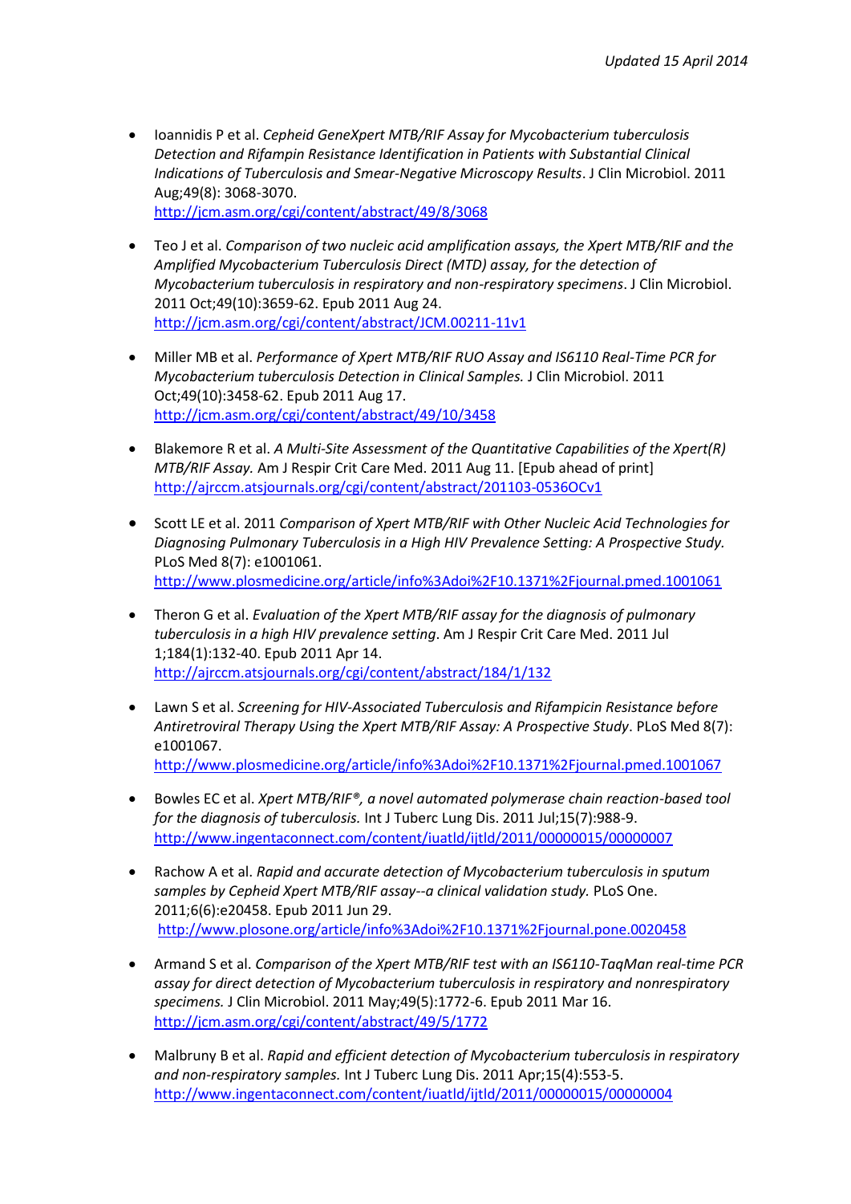- Ioannidis P et al. *Cepheid GeneXpert MTB/RIF Assay for Mycobacterium tuberculosis Detection and Rifampin Resistance Identification in Patients with Substantial Clinical Indications of Tuberculosis and Smear-Negative Microscopy Results*. J Clin Microbiol. 2011 Aug;49(8): 3068-3070.
  http://jcm.asm.org/cgi/content/abstract/49/8/3068

- Teo J et al. *Comparison of two nucleic acid amplification assays, the Xpert MTB/RIF and the Amplified Mycobacterium Tuberculosis Direct (MTD) assay, for the detection of Mycobacterium tuberculosis in respiratory and non-respiratory specimens*. J Clin Microbiol. 2011 Oct;49(10):3659-62. Epub 2011 Aug 24.
  http://jcm.asm.org/cgi/content/abstract/JCM.00211-11v1

- Miller MB et al. *Performance of Xpert MTB/RIF RUO Assay and IS6110 Real-Time PCR for Mycobacterium tuberculosis Detection in Clinical Samples.* J Clin Microbiol. 2011 Oct;49(10):3458-62. Epub 2011 Aug 17.
  http://jcm.asm.org/cgi/content/abstract/49/10/3458

- Blakemore R et al. *A Multi-Site Assessment of the Quantitative Capabilities of the Xpert(R) MTB/RIF Assay.* Am J Respir Crit Care Med. 2011 Aug 11. [Epub ahead of print]
  http://ajrccm.atsjournals.org/cgi/content/abstract/201103-0536OCv1

- Scott LE et al. 2011 *Comparison of Xpert MTB/RIF with Other Nucleic Acid Technologies for Diagnosing Pulmonary Tuberculosis in a High HIV Prevalence Setting: A Prospective Study.* PLoS Med 8(7): e1001061.
  http://www.plosmedicine.org/article/info%3Adoi%2F10.1371%2Fjournal.pmed.1001061

- Theron G et al. *Evaluation of the Xpert MTB/RIF assay for the diagnosis of pulmonary tuberculosis in a high HIV prevalence setting*. Am J Respir Crit Care Med. 2011 Jul 1;184(1):132-40. Epub 2011 Apr 14.
  http://ajrccm.atsjournals.org/cgi/content/abstract/184/1/132

- Lawn S et al. *Screening for HIV-Associated Tuberculosis and Rifampicin Resistance before Antiretroviral Therapy Using the Xpert MTB/RIF Assay: A Prospective Study*. PLoS Med 8(7): e1001067.
  http://www.plosmedicine.org/article/info%3Adoi%2F10.1371%2Fjournal.pmed.1001067

- Bowles EC et al. *Xpert MTB/RIF®, a novel automated polymerase chain reaction-based tool for the diagnosis of tuberculosis.* Int J Tuberc Lung Dis. 2011 Jul;15(7):988-9.
  http://www.ingentaconnect.com/content/iuatld/ijtld/2011/00000015/00000007

- Rachow A et al. *Rapid and accurate detection of Mycobacterium tuberculosis in sputum samples by Cepheid Xpert MTB/RIF assay--a clinical validation study.* PLoS One. 2011;6(6):e20458. Epub 2011 Jun 29.
  http://www.plosone.org/article/info%3Adoi%2F10.1371%2Fjournal.pone.0020458

- Armand S et al. *Comparison of the Xpert MTB/RIF test with an IS6110-TaqMan real-time PCR assay for direct detection of Mycobacterium tuberculosis in respiratory and nonrespiratory specimens.* J Clin Microbiol. 2011 May;49(5):1772-6. Epub 2011 Mar 16.
  http://jcm.asm.org/cgi/content/abstract/49/5/1772

- Malbruny B et al. *Rapid and efficient detection of Mycobacterium tuberculosis in respiratory and non-respiratory samples.* Int J Tuberc Lung Dis. 2011 Apr;15(4):553-5.
  http://www.ingentaconnect.com/content/iuatld/ijtld/2011/00000015/00000004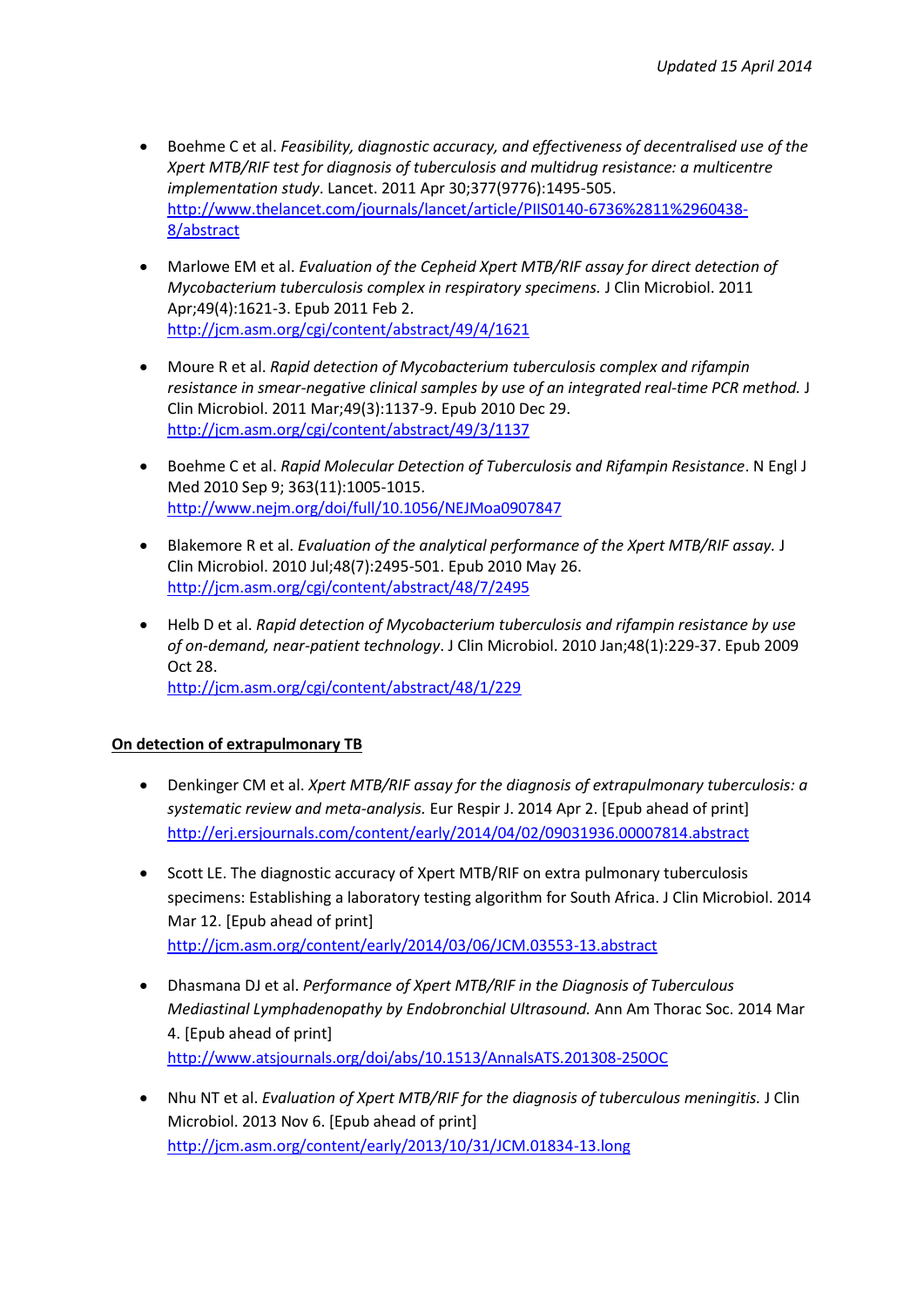- Boehme C et al. *Feasibility, diagnostic accuracy, and effectiveness of decentralised use of the Xpert MTB/RIF test for diagnosis of tuberculosis and multidrug resistance: a multicentre implementation study*. Lancet. 2011 Apr 30;377(9776):1495-505. http://www.thelancet.com/journals/lancet/article/PIIS0140-6736%2811%2960438-8/abstract

- Marlowe EM et al. *Evaluation of the Cepheid Xpert MTB/RIF assay for direct detection of Mycobacterium tuberculosis complex in respiratory specimens.* J Clin Microbiol. 2011 Apr;49(4):1621-3. Epub 2011 Feb 2. http://jcm.asm.org/cgi/content/abstract/49/4/1621

- Moure R et al. *Rapid detection of Mycobacterium tuberculosis complex and rifampin resistance in smear-negative clinical samples by use of an integrated real-time PCR method.* J Clin Microbiol. 2011 Mar;49(3):1137-9. Epub 2010 Dec 29. http://jcm.asm.org/cgi/content/abstract/49/3/1137

- Boehme C et al. *Rapid Molecular Detection of Tuberculosis and Rifampin Resistance*. N Engl J Med 2010 Sep 9; 363(11):1005-1015. http://www.nejm.org/doi/full/10.1056/NEJMoa0907847

- Blakemore R et al. *Evaluation of the analytical performance of the Xpert MTB/RIF assay.* J Clin Microbiol. 2010 Jul;48(7):2495-501. Epub 2010 May 26. http://jcm.asm.org/cgi/content/abstract/48/7/2495

- Helb D et al. *Rapid detection of Mycobacterium tuberculosis and rifampin resistance by use of on-demand, near-patient technology*. J Clin Microbiol. 2010 Jan;48(1):229-37. Epub 2009 Oct 28. http://jcm.asm.org/cgi/content/abstract/48/1/229

**On detection of extrapulmonary TB**

- Denkinger CM et al. *Xpert MTB/RIF assay for the diagnosis of extrapulmonary tuberculosis: a systematic review and meta-analysis.* Eur Respir J. 2014 Apr 2. [Epub ahead of print] http://erj.ersjournals.com/content/early/2014/04/02/09031936.00007814.abstract

- Scott LE. The diagnostic accuracy of Xpert MTB/RIF on extra pulmonary tuberculosis specimens: Establishing a laboratory testing algorithm for South Africa. J Clin Microbiol. 2014 Mar 12. [Epub ahead of print] http://jcm.asm.org/content/early/2014/03/06/JCM.03553-13.abstract

- Dhasmana DJ et al. *Performance of Xpert MTB/RIF in the Diagnosis of Tuberculous Mediastinal Lymphadenopathy by Endobronchial Ultrasound.* Ann Am Thorac Soc. 2014 Mar 4. [Epub ahead of print] http://www.atsjournals.org/doi/abs/10.1513/AnnalsATS.201308-250OC

- Nhu NT et al. *Evaluation of Xpert MTB/RIF for the diagnosis of tuberculous meningitis.* J Clin Microbiol. 2013 Nov 6. [Epub ahead of print] http://jcm.asm.org/content/early/2013/10/31/JCM.01834-13.long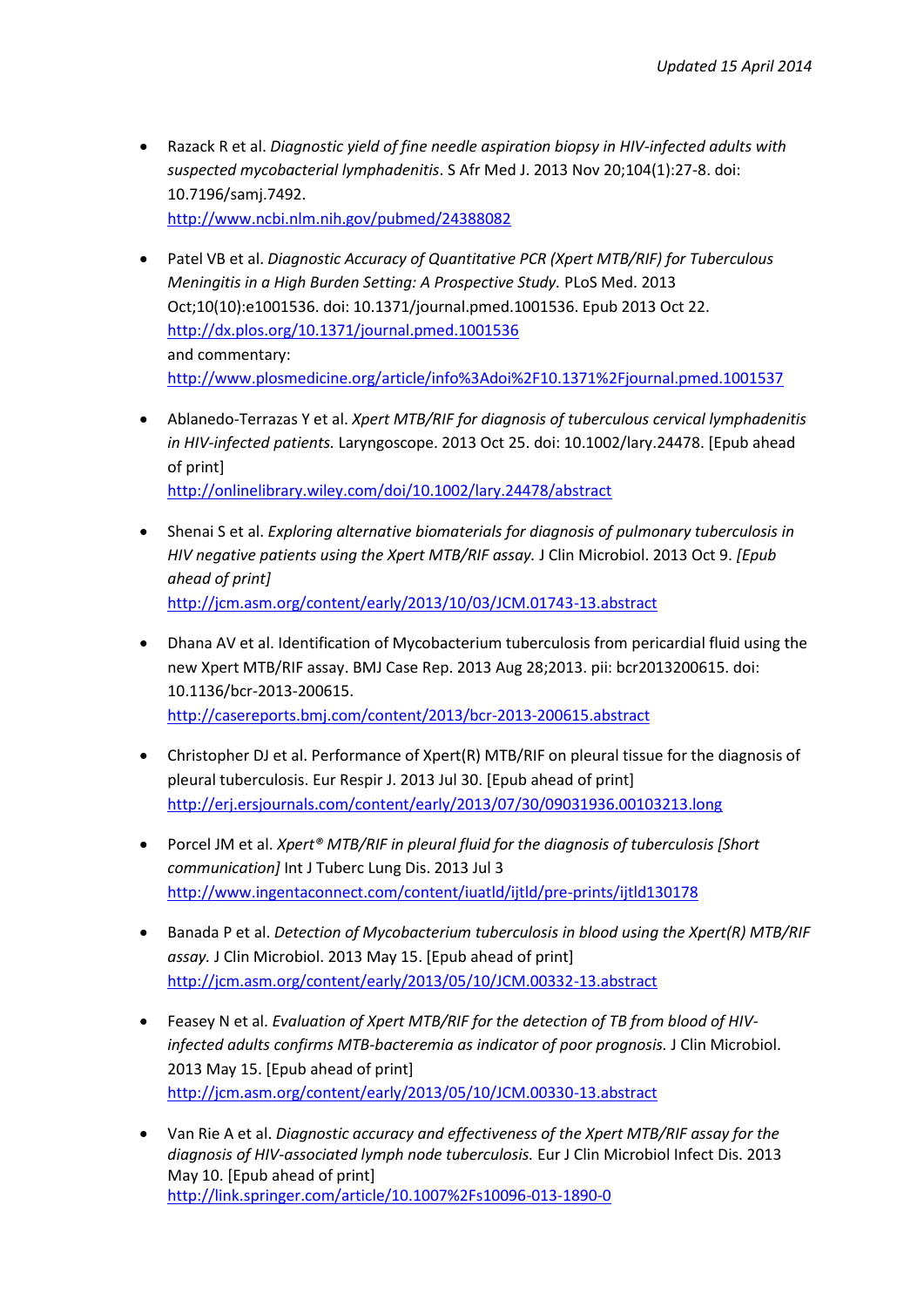- Razack R et al. *Diagnostic yield of fine needle aspiration biopsy in HIV-infected adults with suspected mycobacterial lymphadenitis*. S Afr Med J. 2013 Nov 20;104(1):27-8. doi: 10.7196/samj.7492.
  http://www.ncbi.nlm.nih.gov/pubmed/24388082

- Patel VB et al. *Diagnostic Accuracy of Quantitative PCR (Xpert MTB/RIF) for Tuberculous Meningitis in a High Burden Setting: A Prospective Study.* PLoS Med. 2013 Oct;10(10):e1001536. doi: 10.1371/journal.pmed.1001536. Epub 2013 Oct 22.
  http://dx.plos.org/10.1371/journal.pmed.1001536
  and commentary:
  http://www.plosmedicine.org/article/info%3Adoi%2F10.1371%2Fjournal.pmed.1001537

- Ablanedo-Terrazas Y et al. *Xpert MTB/RIF for diagnosis of tuberculous cervical lymphadenitis in HIV-infected patients.* Laryngoscope. 2013 Oct 25. doi: 10.1002/lary.24478. [Epub ahead of print]
  http://onlinelibrary.wiley.com/doi/10.1002/lary.24478/abstract

- Shenai S et al. *Exploring alternative biomaterials for diagnosis of pulmonary tuberculosis in HIV negative patients using the Xpert MTB/RIF assay.* J Clin Microbiol. 2013 Oct 9. *[Epub ahead of print]*
  http://jcm.asm.org/content/early/2013/10/03/JCM.01743-13.abstract

- Dhana AV et al. Identification of Mycobacterium tuberculosis from pericardial fluid using the new Xpert MTB/RIF assay. BMJ Case Rep. 2013 Aug 28;2013. pii: bcr2013200615. doi: 10.1136/bcr-2013-200615.
  http://casereports.bmj.com/content/2013/bcr-2013-200615.abstract

- Christopher DJ et al. Performance of Xpert(R) MTB/RIF on pleural tissue for the diagnosis of pleural tuberculosis. Eur Respir J. 2013 Jul 30. [Epub ahead of print]
  http://erj.ersjournals.com/content/early/2013/07/30/09031936.00103213.long

- Porcel JM et al. *Xpert® MTB/RIF in pleural fluid for the diagnosis of tuberculosis [Short communication]* Int J Tuberc Lung Dis. 2013 Jul 3
  http://www.ingentaconnect.com/content/iuatld/ijtld/pre-prints/ijtld130178

- Banada P et al. *Detection of Mycobacterium tuberculosis in blood using the Xpert(R) MTB/RIF assay.* J Clin Microbiol. 2013 May 15. [Epub ahead of print]
  http://jcm.asm.org/content/early/2013/05/10/JCM.00332-13.abstract

- Feasey N et al. *Evaluation of Xpert MTB/RIF for the detection of TB from blood of HIV-infected adults confirms MTB-bacteremia as indicator of poor prognosis.* J Clin Microbiol. 2013 May 15. [Epub ahead of print]
  http://jcm.asm.org/content/early/2013/05/10/JCM.00330-13.abstract

- Van Rie A et al. *Diagnostic accuracy and effectiveness of the Xpert MTB/RIF assay for the diagnosis of HIV-associated lymph node tuberculosis.* Eur J Clin Microbiol Infect Dis. 2013 May 10. [Epub ahead of print]
  http://link.springer.com/article/10.1007%2Fs10096-013-1890-0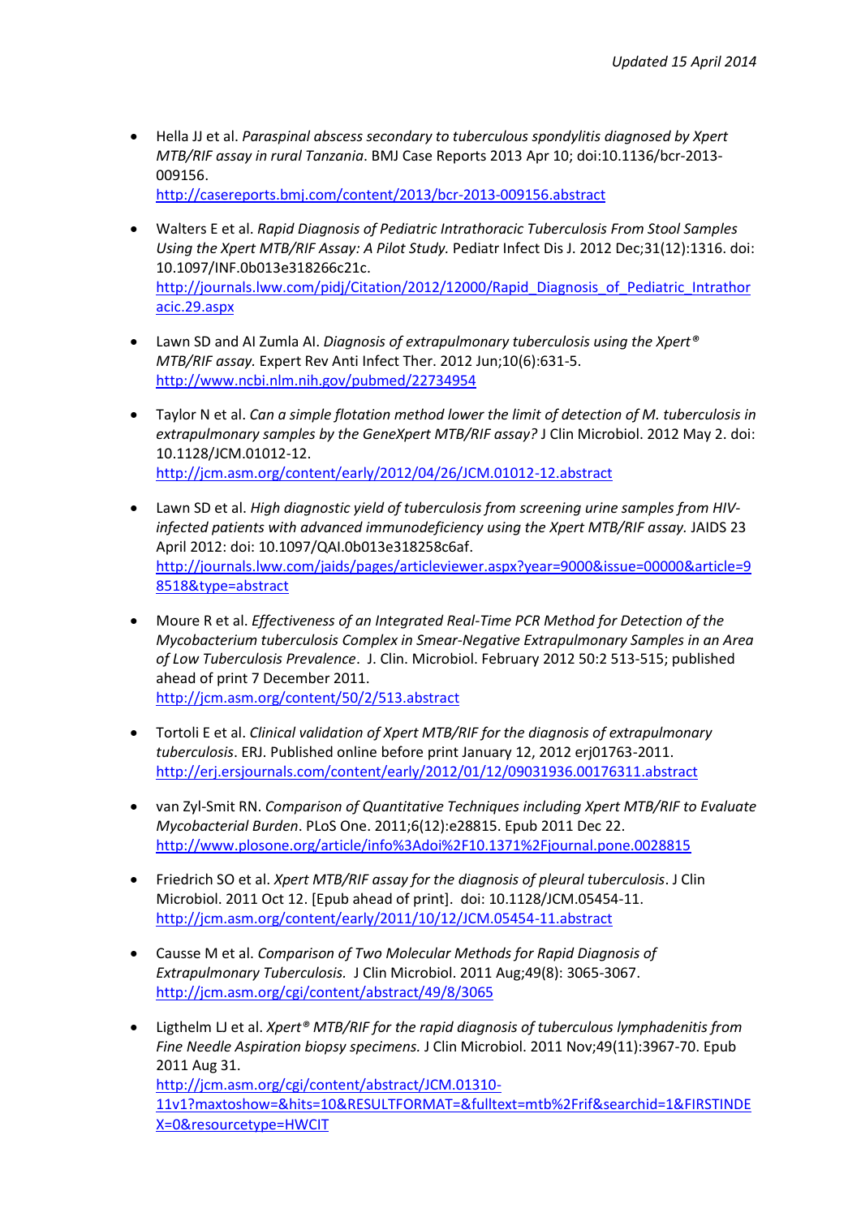- Hella JJ et al. *Paraspinal abscess secondary to tuberculous spondylitis diagnosed by Xpert MTB/RIF assay in rural Tanzania*. BMJ Case Reports 2013 Apr 10; doi:10.1136/bcr-2013-009156.
  http://casereports.bmj.com/content/2013/bcr-2013-009156.abstract

- Walters E et al. *Rapid Diagnosis of Pediatric Intrathoracic Tuberculosis From Stool Samples Using the Xpert MTB/RIF Assay: A Pilot Study.* Pediatr Infect Dis J. 2012 Dec;31(12):1316. doi: 10.1097/INF.0b013e318266c21c.
  http://journals.lww.com/pidj/Citation/2012/12000/Rapid_Diagnosis_of_Pediatric_Intrathoracic.29.aspx

- Lawn SD and AI Zumla AI. *Diagnosis of extrapulmonary tuberculosis using the Xpert® MTB/RIF assay.* Expert Rev Anti Infect Ther. 2012 Jun;10(6):631-5.
  http://www.ncbi.nlm.nih.gov/pubmed/22734954

- Taylor N et al. *Can a simple flotation method lower the limit of detection of M. tuberculosis in extrapulmonary samples by the GeneXpert MTB/RIF assay?* J Clin Microbiol. 2012 May 2. doi: 10.1128/JCM.01012-12.
  http://jcm.asm.org/content/early/2012/04/26/JCM.01012-12.abstract

- Lawn SD et al. *High diagnostic yield of tuberculosis from screening urine samples from HIV-infected patients with advanced immunodeficiency using the Xpert MTB/RIF assay.* JAIDS 23 April 2012: doi: 10.1097/QAI.0b013e318258c6af.
  http://journals.lww.com/jaids/pages/articleviewer.aspx?year=9000&issue=00000&article=98518&type=abstract

- Moure R et al. *Effectiveness of an Integrated Real-Time PCR Method for Detection of the Mycobacterium tuberculosis Complex in Smear-Negative Extrapulmonary Samples in an Area of Low Tuberculosis Prevalence*. J. Clin. Microbiol. February 2012 50:2 513-515; published ahead of print 7 December 2011.
  http://jcm.asm.org/content/50/2/513.abstract

- Tortoli E et al. *Clinical validation of Xpert MTB/RIF for the diagnosis of extrapulmonary tuberculosis*. ERJ. Published online before print January 12, 2012 erj01763-2011.
  http://erj.ersjournals.com/content/early/2012/01/12/09031936.00176311.abstract

- van Zyl-Smit RN. *Comparison of Quantitative Techniques including Xpert MTB/RIF to Evaluate Mycobacterial Burden*. PLoS One. 2011;6(12):e28815. Epub 2011 Dec 22.
  http://www.plosone.org/article/info%3Adoi%2F10.1371%2Fjournal.pone.0028815

- Friedrich SO et al. *Xpert MTB/RIF assay for the diagnosis of pleural tuberculosis*. J Clin Microbiol. 2011 Oct 12. [Epub ahead of print]. doi: 10.1128/JCM.05454-11.
  http://jcm.asm.org/content/early/2011/10/12/JCM.05454-11.abstract

- Causse M et al. *Comparison of Two Molecular Methods for Rapid Diagnosis of Extrapulmonary Tuberculosis.* J Clin Microbiol. 2011 Aug;49(8): 3065-3067.
  http://jcm.asm.org/cgi/content/abstract/49/8/3065

- Ligthelm LJ et al. *Xpert® MTB/RIF for the rapid diagnosis of tuberculous lymphadenitis from Fine Needle Aspiration biopsy specimens.* J Clin Microbiol. 2011 Nov;49(11):3967-70. Epub 2011 Aug 31.
  http://jcm.asm.org/cgi/content/abstract/JCM.01310-11v1?maxtoshow=&hits=10&RESULTFORMAT=&fulltext=mtb%2Frif&searchid=1&FIRSTINDEX=0&resourcetype=HWCIT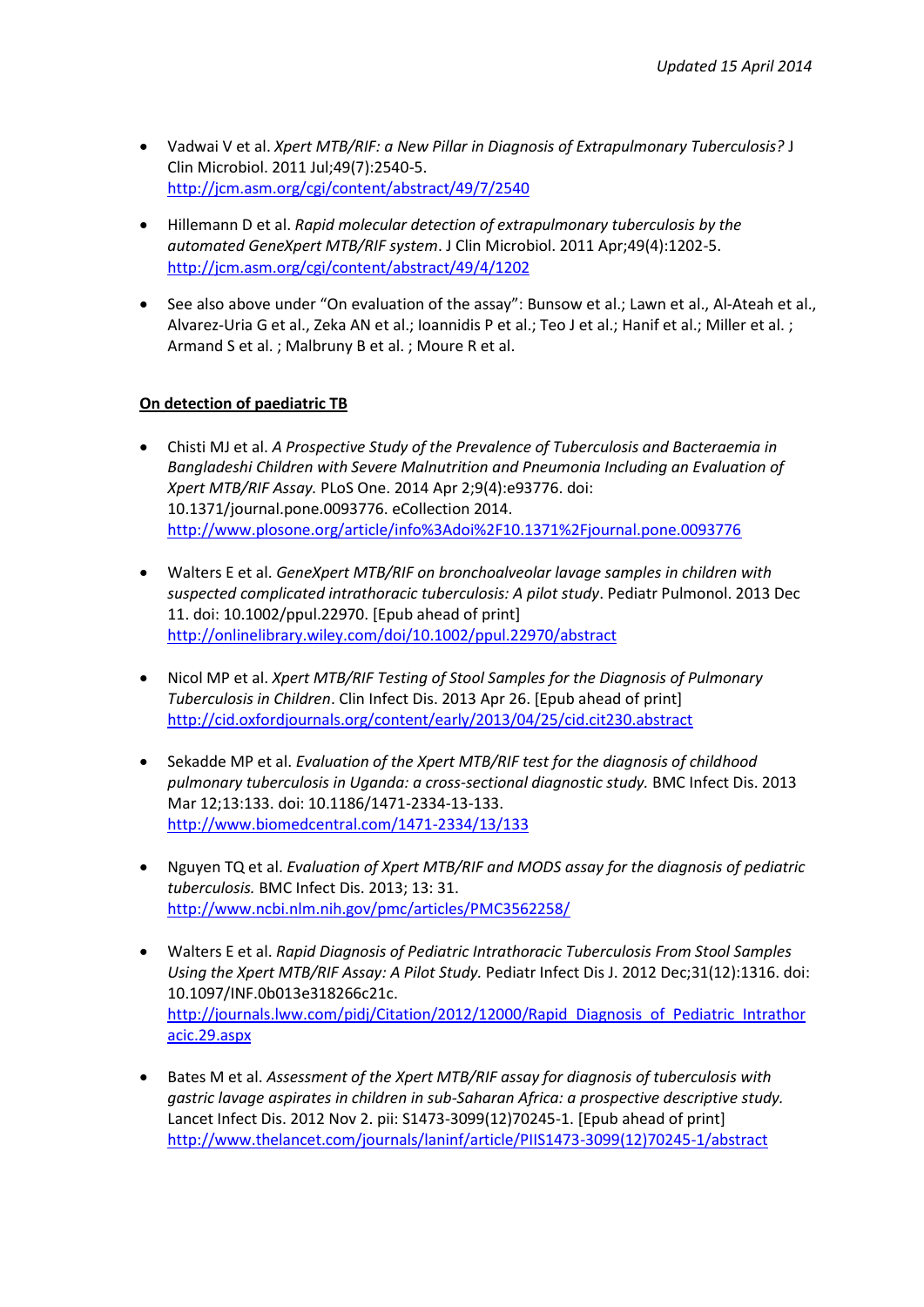- Vadwai V et al. *Xpert MTB/RIF: a New Pillar in Diagnosis of Extrapulmonary Tuberculosis?* J Clin Microbiol. 2011 Jul;49(7):2540-5. http://jcm.asm.org/cgi/content/abstract/49/7/2540

- Hillemann D et al. *Rapid molecular detection of extrapulmonary tuberculosis by the automated GeneXpert MTB/RIF system*. J Clin Microbiol. 2011 Apr;49(4):1202-5. http://jcm.asm.org/cgi/content/abstract/49/4/1202

- See also above under "On evaluation of the assay": Bunsow et al.; Lawn et al., Al-Ateah et al., Alvarez-Uria G et al., Zeka AN et al.; Ioannidis P et al.; Teo J et al.; Hanif et al.; Miller et al. ; Armand S et al. ; Malbruny B et al. ; Moure R et al.

**On detection of paediatric TB**

- Chisti MJ et al. *A Prospective Study of the Prevalence of Tuberculosis and Bacteraemia in Bangladeshi Children with Severe Malnutrition and Pneumonia Including an Evaluation of Xpert MTB/RIF Assay.* PLoS One. 2014 Apr 2;9(4):e93776. doi: 10.1371/journal.pone.0093776. eCollection 2014. http://www.plosone.org/article/info%3Adoi%2F10.1371%2Fjournal.pone.0093776

- Walters E et al. *GeneXpert MTB/RIF on bronchoalveolar lavage samples in children with suspected complicated intrathoracic tuberculosis: A pilot study*. Pediatr Pulmonol. 2013 Dec 11. doi: 10.1002/ppul.22970. [Epub ahead of print] http://onlinelibrary.wiley.com/doi/10.1002/ppul.22970/abstract

- Nicol MP et al. *Xpert MTB/RIF Testing of Stool Samples for the Diagnosis of Pulmonary Tuberculosis in Children*. Clin Infect Dis. 2013 Apr 26. [Epub ahead of print] http://cid.oxfordjournals.org/content/early/2013/04/25/cid.cit230.abstract

- Sekadde MP et al. *Evaluation of the Xpert MTB/RIF test for the diagnosis of childhood pulmonary tuberculosis in Uganda: a cross-sectional diagnostic study.* BMC Infect Dis. 2013 Mar 12;13:133. doi: 10.1186/1471-2334-13-133. http://www.biomedcentral.com/1471-2334/13/133

- Nguyen TQ et al. *Evaluation of Xpert MTB/RIF and MODS assay for the diagnosis of pediatric tuberculosis.* BMC Infect Dis. 2013; 13: 31. http://www.ncbi.nlm.nih.gov/pmc/articles/PMC3562258/

- Walters E et al. *Rapid Diagnosis of Pediatric Intrathoracic Tuberculosis From Stool Samples Using the Xpert MTB/RIF Assay: A Pilot Study.* Pediatr Infect Dis J. 2012 Dec;31(12):1316. doi: 10.1097/INF.0b013e318266c21c. http://journals.lww.com/pidj/Citation/2012/12000/Rapid_Diagnosis_of_Pediatric_Intrathoracic.29.aspx

- Bates M et al. *Assessment of the Xpert MTB/RIF assay for diagnosis of tuberculosis with gastric lavage aspirates in children in sub-Saharan Africa: a prospective descriptive study.* Lancet Infect Dis. 2012 Nov 2. pii: S1473-3099(12)70245-1. [Epub ahead of print] http://www.thelancet.com/journals/laninf/article/PIIS1473-3099(12)70245-1/abstract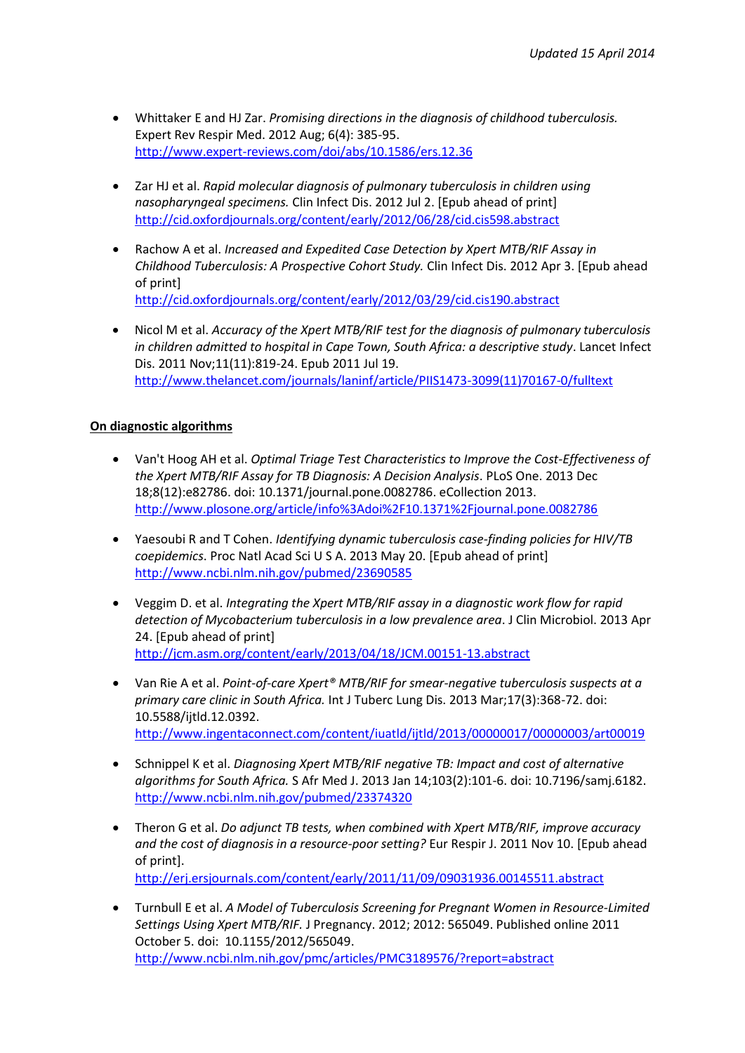- Whittaker E and HJ Zar. *Promising directions in the diagnosis of childhood tuberculosis.* Expert Rev Respir Med. 2012 Aug; 6(4): 385-95. http://www.expert-reviews.com/doi/abs/10.1586/ers.12.36

- Zar HJ et al. *Rapid molecular diagnosis of pulmonary tuberculosis in children using nasopharyngeal specimens.* Clin Infect Dis. 2012 Jul 2. [Epub ahead of print] http://cid.oxfordjournals.org/content/early/2012/06/28/cid.cis598.abstract

- Rachow A et al. *Increased and Expedited Case Detection by Xpert MTB/RIF Assay in Childhood Tuberculosis: A Prospective Cohort Study.* Clin Infect Dis. 2012 Apr 3. [Epub ahead of print] http://cid.oxfordjournals.org/content/early/2012/03/29/cid.cis190.abstract

- Nicol M et al. *Accuracy of the Xpert MTB/RIF test for the diagnosis of pulmonary tuberculosis in children admitted to hospital in Cape Town, South Africa: a descriptive study*. Lancet Infect Dis. 2011 Nov;11(11):819-24. Epub 2011 Jul 19. http://www.thelancet.com/journals/laninf/article/PIIS1473-3099(11)70167-0/fulltext

**On diagnostic algorithms**

- Van't Hoog AH et al. *Optimal Triage Test Characteristics to Improve the Cost-Effectiveness of the Xpert MTB/RIF Assay for TB Diagnosis: A Decision Analysis*. PLoS One. 2013 Dec 18;8(12):e82786. doi: 10.1371/journal.pone.0082786. eCollection 2013. http://www.plosone.org/article/info%3Adoi%2F10.1371%2Fjournal.pone.0082786

- Yaesoubi R and T Cohen. *Identifying dynamic tuberculosis case-finding policies for HIV/TB coepidemics*. Proc Natl Acad Sci U S A. 2013 May 20. [Epub ahead of print] http://www.ncbi.nlm.nih.gov/pubmed/23690585

- Veggim D. et al. *Integrating the Xpert MTB/RIF assay in a diagnostic work flow for rapid detection of Mycobacterium tuberculosis in a low prevalence area*. J Clin Microbiol. 2013 Apr 24. [Epub ahead of print] http://jcm.asm.org/content/early/2013/04/18/JCM.00151-13.abstract

- Van Rie A et al. *Point-of-care Xpert® MTB/RIF for smear-negative tuberculosis suspects at a primary care clinic in South Africa.* Int J Tuberc Lung Dis. 2013 Mar;17(3):368-72. doi: 10.5588/ijtld.12.0392. http://www.ingentaconnect.com/content/iuatld/ijtld/2013/00000017/00000003/art00019

- Schnippel K et al. *Diagnosing Xpert MTB/RIF negative TB: Impact and cost of alternative algorithms for South Africa.* S Afr Med J. 2013 Jan 14;103(2):101-6. doi: 10.7196/samj.6182. http://www.ncbi.nlm.nih.gov/pubmed/23374320

- Theron G et al. *Do adjunct TB tests, when combined with Xpert MTB/RIF, improve accuracy and the cost of diagnosis in a resource-poor setting?* Eur Respir J. 2011 Nov 10. [Epub ahead of print]. http://erj.ersjournals.com/content/early/2011/11/09/09031936.00145511.abstract

- Turnbull E et al. *A Model of Tuberculosis Screening for Pregnant Women in Resource-Limited Settings Using Xpert MTB/RIF.* J Pregnancy. 2012; 2012: 565049. Published online 2011 October 5. doi: 10.1155/2012/565049. http://www.ncbi.nlm.nih.gov/pmc/articles/PMC3189576/?report=abstract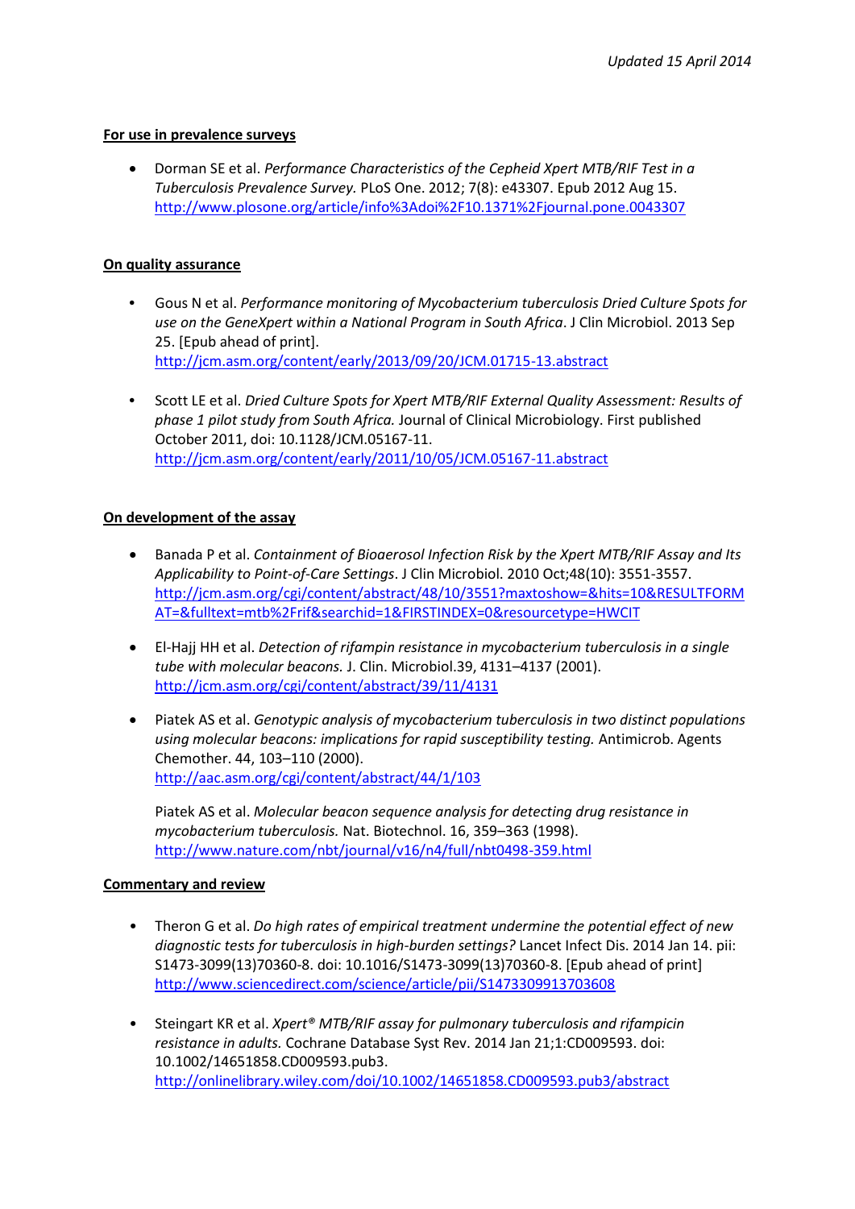*Updated 15 April 2014*

**For use in prevalence surveys**

- Dorman SE et al. *Performance Characteristics of the Cepheid Xpert MTB/RIF Test in a Tuberculosis Prevalence Survey.* PLoS One. 2012; 7(8): e43307. Epub 2012 Aug 15. http://www.plosone.org/article/info%3Adoi%2F10.1371%2Fjournal.pone.0043307

**On quality assurance**

- Gous N et al. *Performance monitoring of Mycobacterium tuberculosis Dried Culture Spots for use on the GeneXpert within a National Program in South Africa*. J Clin Microbiol. 2013 Sep 25. [Epub ahead of print]. http://jcm.asm.org/content/early/2013/09/20/JCM.01715-13.abstract

- Scott LE et al. *Dried Culture Spots for Xpert MTB/RIF External Quality Assessment: Results of phase 1 pilot study from South Africa.* Journal of Clinical Microbiology. First published October 2011, doi: 10.1128/JCM.05167-11. http://jcm.asm.org/content/early/2011/10/05/JCM.05167-11.abstract

**On development of the assay**

- Banada P et al. *Containment of Bioaerosol Infection Risk by the Xpert MTB/RIF Assay and Its Applicability to Point-of-Care Settings*. J Clin Microbiol. 2010 Oct;48(10): 3551-3557. http://jcm.asm.org/cgi/content/abstract/48/10/3551?maxtoshow=&hits=10&RESULTFORMAT=&fulltext=mtb%2Frif&searchid=1&FIRSTINDEX=0&resourcetype=HWCIT

- El-Hajj HH et al. *Detection of rifampin resistance in mycobacterium tuberculosis in a single tube with molecular beacons.* J. Clin. Microbiol.39, 4131–4137 (2001). http://jcm.asm.org/cgi/content/abstract/39/11/4131

- Piatek AS et al. *Genotypic analysis of mycobacterium tuberculosis in two distinct populations using molecular beacons: implications for rapid susceptibility testing.* Antimicrob. Agents Chemother. 44, 103–110 (2000). http://aac.asm.org/cgi/content/abstract/44/1/103

  Piatek AS et al. *Molecular beacon sequence analysis for detecting drug resistance in mycobacterium tuberculosis.* Nat. Biotechnol. 16, 359–363 (1998). http://www.nature.com/nbt/journal/v16/n4/full/nbt0498-359.html

**Commentary and review**

- Theron G et al. *Do high rates of empirical treatment undermine the potential effect of new diagnostic tests for tuberculosis in high-burden settings?* Lancet Infect Dis. 2014 Jan 14. pii: S1473-3099(13)70360-8. doi: 10.1016/S1473-3099(13)70360-8. [Epub ahead of print] http://www.sciencedirect.com/science/article/pii/S1473309913703608

- Steingart KR et al. *Xpert® MTB/RIF assay for pulmonary tuberculosis and rifampicin resistance in adults.* Cochrane Database Syst Rev. 2014 Jan 21;1:CD009593. doi: 10.1002/14651858.CD009593.pub3. http://onlinelibrary.wiley.com/doi/10.1002/14651858.CD009593.pub3/abstract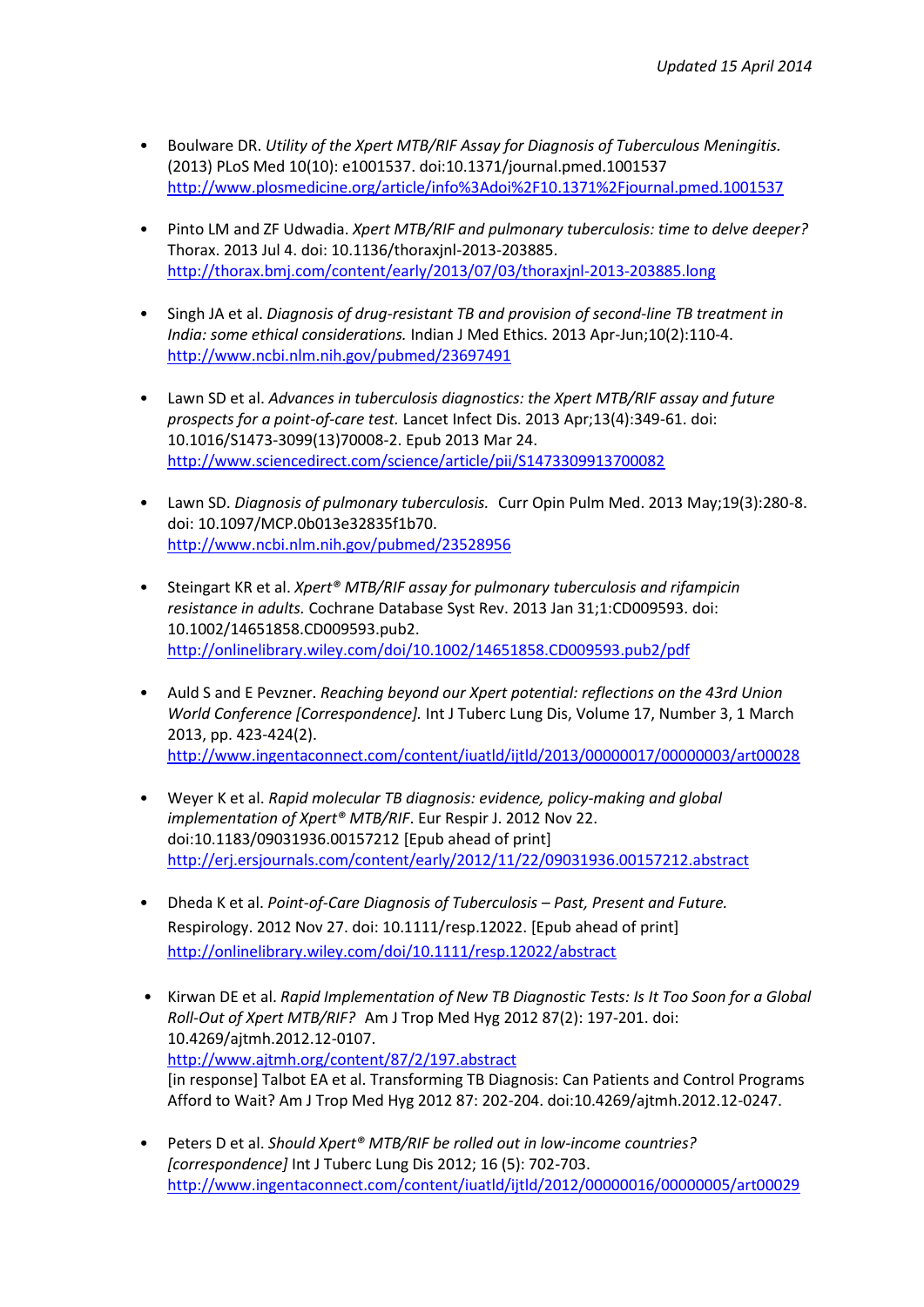Updated 15 April 2014

- Boulware DR. *Utility of the Xpert MTB/RIF Assay for Diagnosis of Tuberculous Meningitis.* (2013) PLoS Med 10(10): e1001537. doi:10.1371/journal.pmed.1001537 http://www.plosmedicine.org/article/info%3Adoi%2F10.1371%2Fjournal.pmed.1001537

- Pinto LM and ZF Udwadia. *Xpert MTB/RIF and pulmonary tuberculosis: time to delve deeper?* Thorax. 2013 Jul 4. doi: 10.1136/thoraxjnl-2013-203885. http://thorax.bmj.com/content/early/2013/07/03/thoraxjnl-2013-203885.long

- Singh JA et al. *Diagnosis of drug-resistant TB and provision of second-line TB treatment in India: some ethical considerations.* Indian J Med Ethics. 2013 Apr-Jun;10(2):110-4. http://www.ncbi.nlm.nih.gov/pubmed/23697491

- Lawn SD et al. *Advances in tuberculosis diagnostics: the Xpert MTB/RIF assay and future prospects for a point-of-care test.* Lancet Infect Dis. 2013 Apr;13(4):349-61. doi: 10.1016/S1473-3099(13)70008-2. Epub 2013 Mar 24. http://www.sciencedirect.com/science/article/pii/S1473309913700082

- Lawn SD. *Diagnosis of pulmonary tuberculosis.* Curr Opin Pulm Med. 2013 May;19(3):280-8. doi: 10.1097/MCP.0b013e32835f1b70. http://www.ncbi.nlm.nih.gov/pubmed/23528956

- Steingart KR et al. *Xpert® MTB/RIF assay for pulmonary tuberculosis and rifampicin resistance in adults.* Cochrane Database Syst Rev. 2013 Jan 31;1:CD009593. doi: 10.1002/14651858.CD009593.pub2. http://onlinelibrary.wiley.com/doi/10.1002/14651858.CD009593.pub2/pdf

- Auld S and E Pevzner. *Reaching beyond our Xpert potential: reflections on the 43rd Union World Conference [Correspondence].* Int J Tuberc Lung Dis, Volume 17, Number 3, 1 March 2013, pp. 423-424(2). http://www.ingentaconnect.com/content/iuatld/ijtld/2013/00000017/00000003/art00028

- Weyer K et al. *Rapid molecular TB diagnosis: evidence, policy-making and global implementation of Xpert® MTB/RIF*. Eur Respir J. 2012 Nov 22. doi:10.1183/09031936.00157212 [Epub ahead of print] http://erj.ersjournals.com/content/early/2012/11/22/09031936.00157212.abstract

- Dheda K et al. *Point-of-Care Diagnosis of Tuberculosis – Past, Present and Future.* Respirology. 2012 Nov 27. doi: 10.1111/resp.12022. [Epub ahead of print] http://onlinelibrary.wiley.com/doi/10.1111/resp.12022/abstract

- Kirwan DE et al. *Rapid Implementation of New TB Diagnostic Tests: Is It Too Soon for a Global Roll-Out of Xpert MTB/RIF?* Am J Trop Med Hyg 2012 87(2): 197-201. doi: 10.4269/ajtmh.2012.12-0107. http://www.ajtmh.org/content/87/2/197.abstract
  [in response] Talbot EA et al. Transforming TB Diagnosis: Can Patients and Control Programs Afford to Wait? Am J Trop Med Hyg 2012 87: 202-204. doi:10.4269/ajtmh.2012.12-0247.

- Peters D et al. *Should Xpert® MTB/RIF be rolled out in low-income countries? [correspondence]* Int J Tuberc Lung Dis 2012; 16 (5): 702-703. http://www.ingentaconnect.com/content/iuatld/ijtld/2012/00000016/00000005/art00029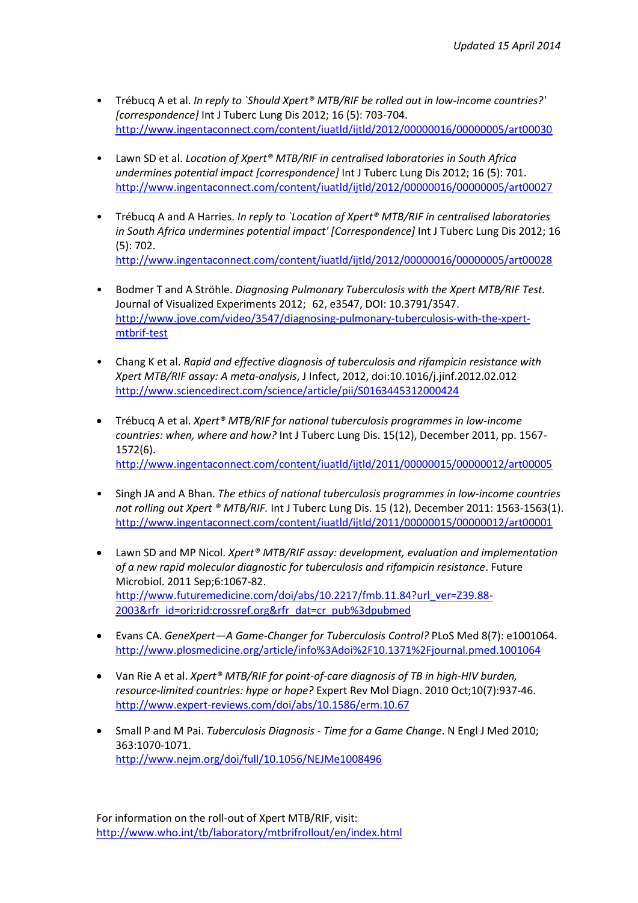- Trébucq A et al. *In reply to `Should Xpert® MTB/RIF be rolled out in low-income countries?' [correspondence]* Int J Tuberc Lung Dis 2012; 16 (5): 703-704. http://www.ingentaconnect.com/content/iuatld/ijtld/2012/00000016/00000005/art00030

- Lawn SD et al. *Location of Xpert® MTB/RIF in centralised laboratories in South Africa undermines potential impact [correspondence]* Int J Tuberc Lung Dis 2012; 16 (5): 701. http://www.ingentaconnect.com/content/iuatld/ijtld/2012/00000016/00000005/art00027

- Trébucq A and A Harries. *In reply to `Location of Xpert® MTB/RIF in centralised laboratories in South Africa undermines potential impact' [Correspondence]* Int J Tuberc Lung Dis 2012; 16 (5): 702. http://www.ingentaconnect.com/content/iuatld/ijtld/2012/00000016/00000005/art00028

- Bodmer T and A Ströhle. *Diagnosing Pulmonary Tuberculosis with the Xpert MTB/RIF Test.* Journal of Visualized Experiments 2012; 62, e3547, DOI: 10.3791/3547. http://www.jove.com/video/3547/diagnosing-pulmonary-tuberculosis-with-the-xpert-mtbrif-test

- Chang K et al. *Rapid and effective diagnosis of tuberculosis and rifampicin resistance with Xpert MTB/RIF assay: A meta-analysis*, J Infect, 2012, doi:10.1016/j.jinf.2012.02.012 http://www.sciencedirect.com/science/article/pii/S0163445312000424

- Trébucq A et al. *Xpert® MTB/RIF for national tuberculosis programmes in low-income countries: when, where and how?* Int J Tuberc Lung Dis. 15(12), December 2011, pp. 1567-1572(6). http://www.ingentaconnect.com/content/iuatld/ijtld/2011/00000015/00000012/art00005

- Singh JA and A Bhan. *The ethics of national tuberculosis programmes in low-income countries not rolling out Xpert ® MTB/RIF.* Int J Tuberc Lung Dis. 15 (12), December 2011: 1563-1563(1). http://www.ingentaconnect.com/content/iuatld/ijtld/2011/00000015/00000012/art00001

- Lawn SD and MP Nicol. *Xpert® MTB/RIF assay: development, evaluation and implementation of a new rapid molecular diagnostic for tuberculosis and rifampicin resistance*. Future Microbiol. 2011 Sep;6:1067-82. http://www.futuremedicine.com/doi/abs/10.2217/fmb.11.84?url_ver=Z39.88-2003&rfr_id=ori:rid:crossref.org&rfr_dat=cr_pub%3dpubmed

- Evans CA. *GeneXpert—A Game-Changer for Tuberculosis Control?* PLoS Med 8(7): e1001064. http://www.plosmedicine.org/article/info%3Adoi%2F10.1371%2Fjournal.pmed.1001064

- Van Rie A et al. *Xpert® MTB/RIF for point-of-care diagnosis of TB in high-HIV burden, resource-limited countries: hype or hope?* Expert Rev Mol Diagn. 2010 Oct;10(7):937-46. http://www.expert-reviews.com/doi/abs/10.1586/erm.10.67

- Small P and M Pai. *Tuberculosis Diagnosis - Time for a Game Change*. N Engl J Med 2010; 363:1070-1071. http://www.nejm.org/doi/full/10.1056/NEJMe1008496

For information on the roll-out of Xpert MTB/RIF, visit: http://www.who.int/tb/laboratory/mtbrifrollout/en/index.html